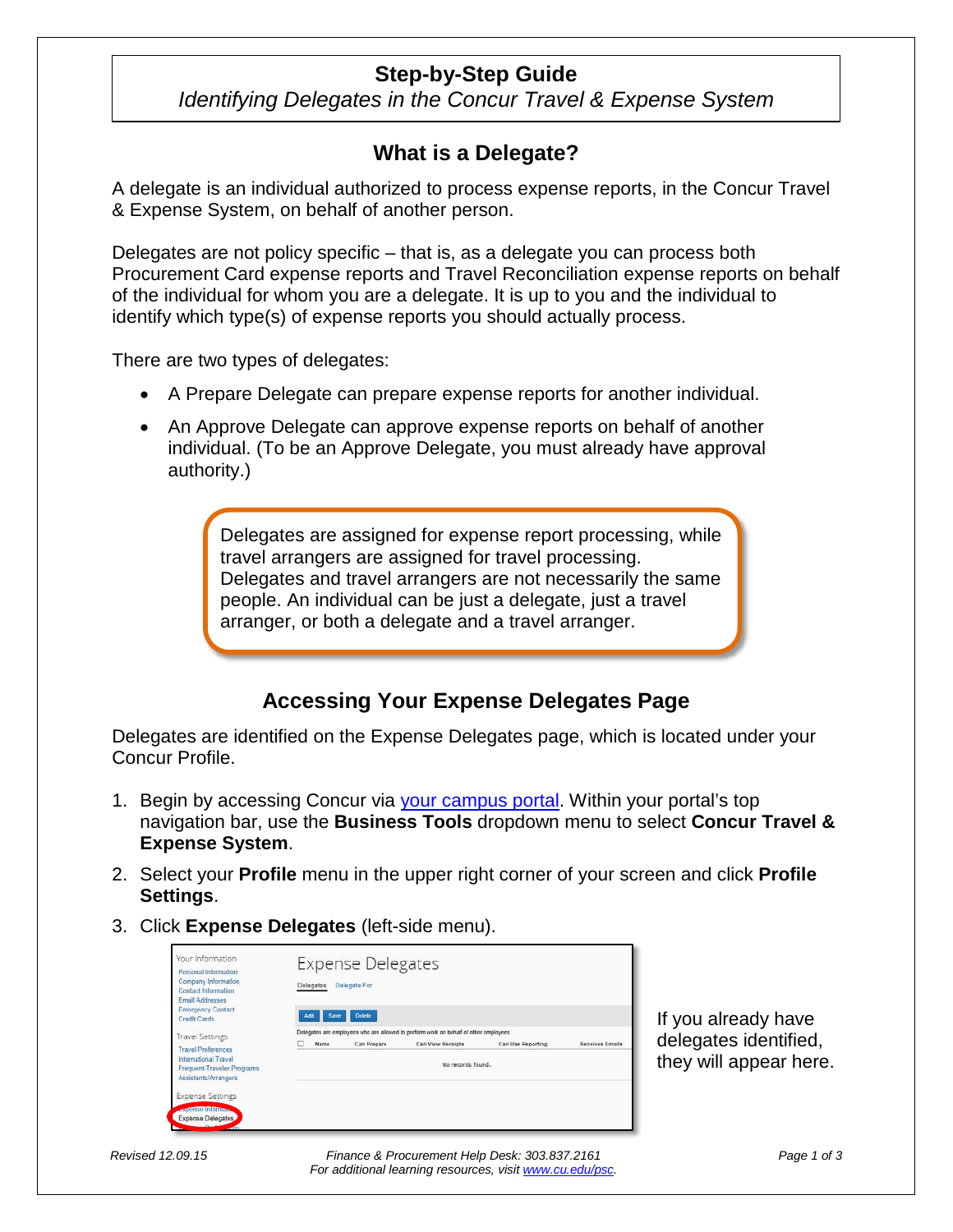# Step-by-Step Guide

*Identifying Delegates in the Concur Travel & Expense System*

## What is a Delegate?

A delegate is an individual authorized to process expense reports, in the Concur Travel & Expense System, on behalf of another person.

Delegates are not policy specific – that is, as a delegate you can process both Procurement Card expense reports and Travel Reconciliation expense reports on behalf of the individual for whom you are a delegate. It is up to you and the individual to identify which type(s) of expense reports you should actually process.

There are two types of delegates:

- A Prepare Delegate can prepare expense reports for another individual.
- An Approve Delegate can approve expense reports on behalf of another individual. (To be an Approve Delegate, you must already have approval authority.)

> Delegates are assigned for expense report processing, while travel arrangers are assigned for travel processing. Delegates and travel arrangers are not necessarily the same people. An individual can be just a delegate, just a travel arranger, or both a delegate and a travel arranger.

## Accessing Your Expense Delegates Page

Delegates are identified on the Expense Delegates page, which is located under your Concur Profile.

1. Begin by accessing Concur via your campus portal. Within your portal's top navigation bar, use the **Business Tools** dropdown menu to select **Concur Travel & Expense System**.
2. Select your **Profile** menu in the upper right corner of your screen and click **Profile Settings**.
3. Click **Expense Delegates** (left-side menu).

If you already have delegates identified, they will appear here.

*Revised 12.09.15* Finance & Procurement Help Desk: 303.837.2161
For additional learning resources, visit www.cu.edu/psc.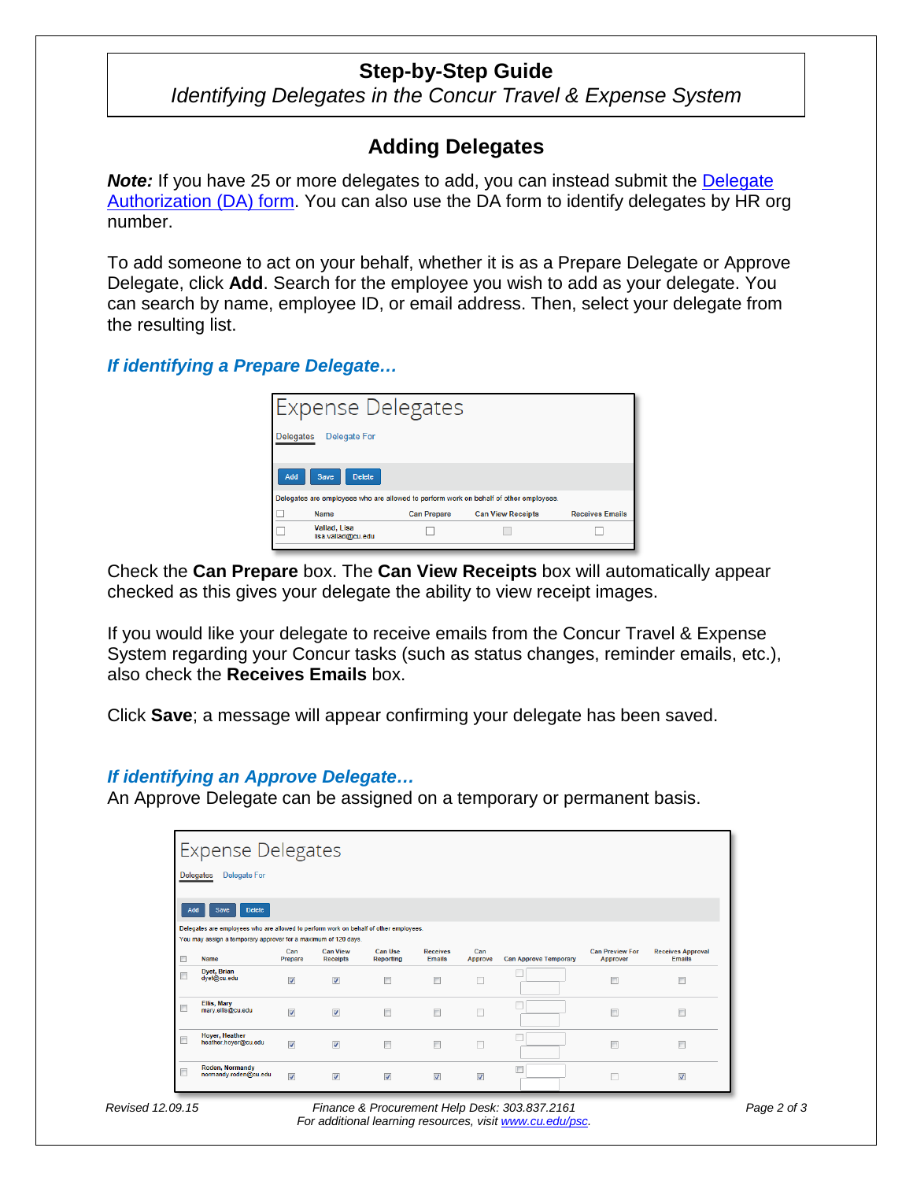# Step-by-Step Guide

*Identifying Delegates in the Concur Travel & Expense System*

## Adding Delegates

***Note:*** If you have 25 or more delegates to add, you can instead submit the Delegate Authorization (DA) form. You can also use the DA form to identify delegates by HR org number.

To add someone to act on your behalf, whether it is as a Prepare Delegate or Approve Delegate, click **Add**. Search for the employee you wish to add as your delegate. You can search by name, employee ID, or email address. Then, select your delegate from the resulting list.

### *If identifying a Prepare Delegate…*

Check the **Can Prepare** box. The **Can View Receipts** box will automatically appear checked as this gives your delegate the ability to view receipt images.

If you would like your delegate to receive emails from the Concur Travel & Expense System regarding your Concur tasks (such as status changes, reminder emails, etc.), also check the **Receives Emails** box.

Click **Save**; a message will appear confirming your delegate has been saved.

### *If identifying an Approve Delegate…*

An Approve Delegate can be assigned on a temporary or permanent basis.

Finance & Procurement Help Desk: 303.837.2161
For additional learning resources, visit www.cu.edu/psc.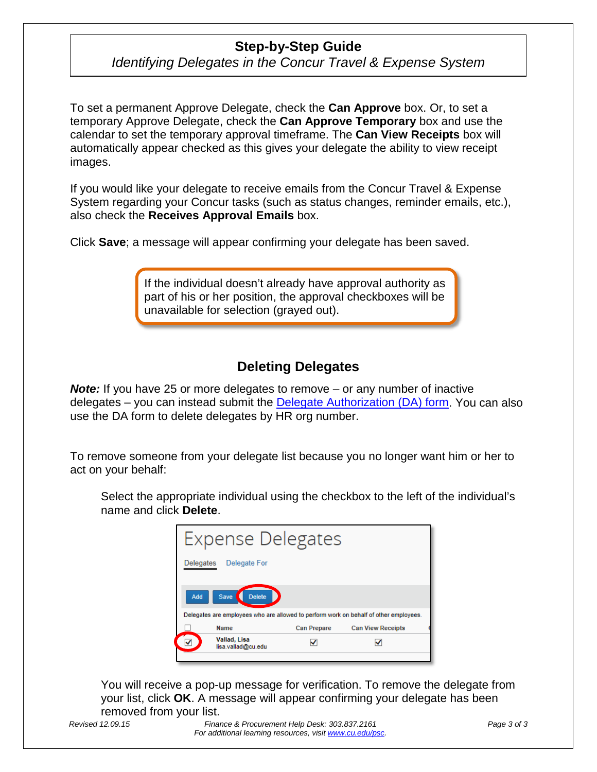# Step-by-Step Guide

*Identifying Delegates in the Concur Travel & Expense System*

To set a permanent Approve Delegate, check the **Can Approve** box. Or, to set a temporary Approve Delegate, check the **Can Approve Temporary** box and use the calendar to set the temporary approval timeframe. The **Can View Receipts** box will automatically appear checked as this gives your delegate the ability to view receipt images.

If you would like your delegate to receive emails from the Concur Travel & Expense System regarding your Concur tasks (such as status changes, reminder emails, etc.), also check the **Receives Approval Emails** box.

Click **Save**; a message will appear confirming your delegate has been saved.

> If the individual doesn't already have approval authority as part of his or her position, the approval checkboxes will be unavailable for selection (grayed out).

## Deleting Delegates

***Note:*** If you have 25 or more delegates to remove – or any number of inactive delegates – you can instead submit the [Delegate Authorization (DA) form](). You can also use the DA form to delete delegates by HR org number.

To remove someone from your delegate list because you no longer want him or her to act on your behalf:

Select the appropriate individual using the checkbox to the left of the individual's name and click **Delete**.

Expense Delegates

Delegates Delegate For

Add Save Delete

Delegates are employees who are allowed to perform work on behalf of other employees.

| ☐ | Name | Can Prepare | Can View Receipts |
|---|---|---|---|
| ☑ | Vallad, Lisa<br>lisa.vallad@cu.edu | ☑ | ☑ |

You will receive a pop-up message for verification. To remove the delegate from your list, click **OK**. A message will appear confirming your delegate has been removed from your list.

Revised 12.09.15

Finance & Procurement Help Desk: 303.837.2161
For additional learning resources, visit [www.cu.edu/psc]().